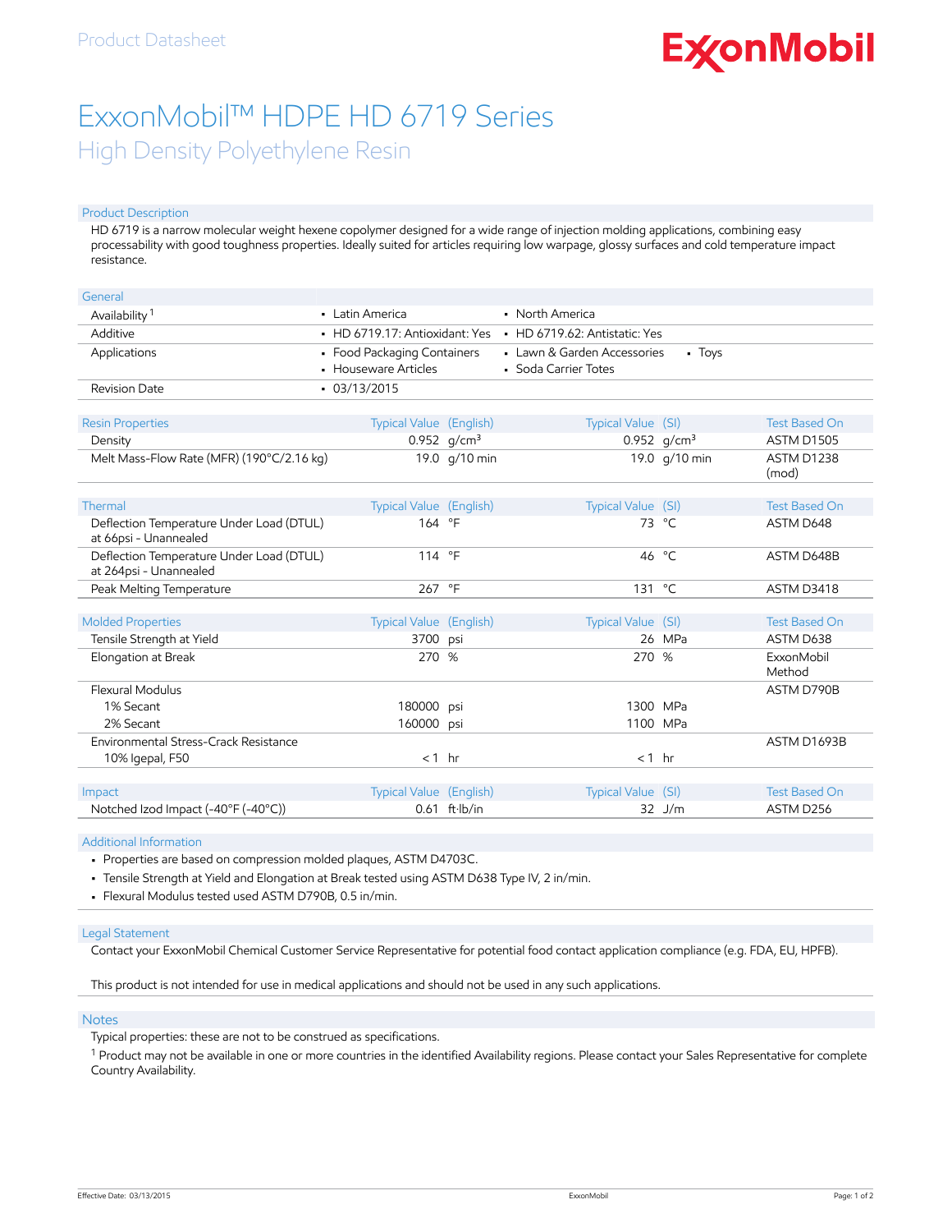Product Datasheet

# ExxonMobil™ HDPE HD 6719 Series

## High Density Polyethylene Resin

### Product Description

HD 6719 is a narrow molecular weight hexene copolymer designed for a wide range of injection molding applications, combining easy processability with good toughness properties. Ideally suited for articles requiring low warpage, glossy surfaces and cold temperature impact resistance.

| General | | | |
|---|---|---|---|
| Availability [1] | • Latin America | • North America | |
| Additive | • HD 6719.17: Antioxidant: Yes | • HD 6719.62: Antistatic: Yes | |
| Applications | • Food Packaging Containers<br>• Houseware Articles | • Lawn & Garden Accessories<br>• Soda Carrier Totes | • Toys |
| Revision Date | • 03/13/2015 | | |

| Resin Properties | Typical Value (English) | Typical Value (SI) | Test Based On |
|---|---|---|---|
| Density | 0.952 g/cm³ | 0.952 g/cm³ | ASTM D1505 |
| Melt Mass-Flow Rate (MFR) (190°C/2.16 kg) | 19.0 g/10 min | 19.0 g/10 min | ASTM D1238 (mod) |

| Thermal | Typical Value (English) | Typical Value (SI) | Test Based On |
|---|---|---|---|
| Deflection Temperature Under Load (DTUL) at 66psi - Unannealed | 164 °F | 73 °C | ASTM D648 |
| Deflection Temperature Under Load (DTUL) at 264psi - Unannealed | 114 °F | 46 °C | ASTM D648B |
| Peak Melting Temperature | 267 °F | 131 °C | ASTM D3418 |

| Molded Properties | Typical Value (English) | Typical Value (SI) | Test Based On |
|---|---|---|---|
| Tensile Strength at Yield | 3700 psi | 26 MPa | ASTM D638 |
| Elongation at Break | 270 % | 270 % | ExxonMobil Method |
| Flexural Modulus | | | ASTM D790B |
| 1% Secant | 180000 psi | 1300 MPa | |
| 2% Secant | 160000 psi | 1100 MPa | |
| Environmental Stress-Crack Resistance | | | ASTM D1693B |
| 10% Igepal, F50 | < 1 hr | < 1 hr | |

| Impact | Typical Value (English) | Typical Value (SI) | Test Based On |
|---|---|---|---|
| Notched Izod Impact (-40°F (-40°C)) | 0.61 ft·lb/in | 32 J/m | ASTM D256 |

### Additional Information

- Properties are based on compression molded plaques, ASTM D4703C.
- Tensile Strength at Yield and Elongation at Break tested using ASTM D638 Type IV, 2 in/min.
- Flexural Modulus tested used ASTM D790B, 0.5 in/min.

### Legal Statement

Contact your ExxonMobil Chemical Customer Service Representative for potential food contact application compliance (e.g. FDA, EU, HPFB).

This product is not intended for use in medical applications and should not be used in any such applications.

### Notes

Typical properties: these are not to be construed as specifications.

[1] Product may not be available in one or more countries in the identified Availability regions. Please contact your Sales Representative for complete Country Availability.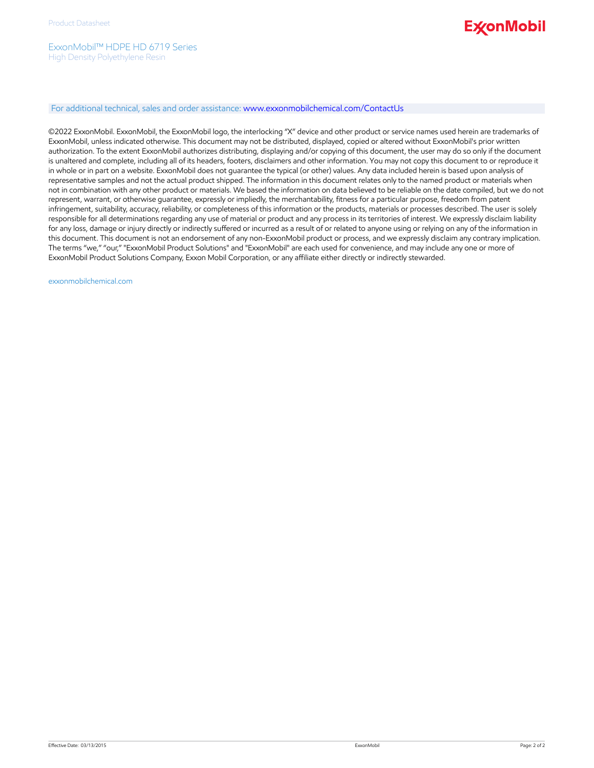For additional technical, sales and order assistance: www.exxonmobilchemical.com/ContactUs

©2022 ExxonMobil. ExxonMobil, the ExxonMobil logo, the interlocking "X" device and other product or service names used herein are trademarks of ExxonMobil, unless indicated otherwise. This document may not be distributed, displayed, copied or altered without ExxonMobil's prior written authorization. To the extent ExxonMobil authorizes distributing, displaying and/or copying of this document, the user may do so only if the document is unaltered and complete, including all of its headers, footers, disclaimers and other information. You may not copy this document to or reproduce it in whole or in part on a website. ExxonMobil does not guarantee the typical (or other) values. Any data included herein is based upon analysis of representative samples and not the actual product shipped. The information in this document relates only to the named product or materials when not in combination with any other product or materials. We based the information on data believed to be reliable on the date compiled, but we do not represent, warrant, or otherwise guarantee, expressly or impliedly, the merchantability, fitness for a particular purpose, freedom from patent infringement, suitability, accuracy, reliability, or completeness of this information or the products, materials or processes described. The user is solely responsible for all determinations regarding any use of material or product and any process in its territories of interest. We expressly disclaim liability for any loss, damage or injury directly or indirectly suffered or incurred as a result of or related to anyone using or relying on any of the information in this document. This document is not an endorsement of any non-ExxonMobil product or process, and we expressly disclaim any contrary implication. The terms "we," "our," "ExxonMobil Product Solutions" and "ExxonMobil" are each used for convenience, and may include any one or more of ExxonMobil Product Solutions Company, Exxon Mobil Corporation, or any affiliate either directly or indirectly stewarded.

exxonmobilchemical.com

Effective Date: 03/13/2015